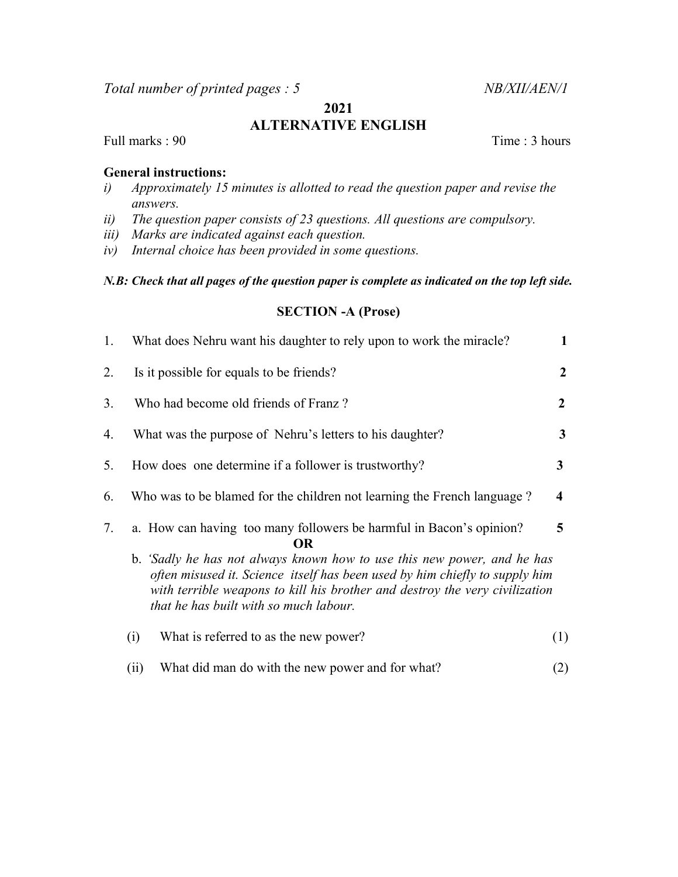*Total number of printed pages : 5* *NB/XII/AEN/1*

**2021**

# ALTERNATIVE ENGLISH

Full marks : 90 Time : 3 hours

**General instructions:**

*i) Approximately 15 minutes is allotted to read the question paper and revise the answers.*

*ii) The question paper consists of 23 questions. All questions are compulsory.*

*iii) Marks are indicated against each question.*

*iv) Internal choice has been provided in some questions.*

***N.B: Check that all pages of the question paper is complete as indicated on the top left side.***

## SECTION -A (Prose)

1. What does Nehru want his daughter to rely upon to work the miracle? **1**

2. Is it possible for equals to be friends? **2**

3. Who had become old friends of Franz ? **2**

4. What was the purpose of Nehru's letters to his daughter? **3**

5. How does one determine if a follower is trustworthy? **3**

6. Who was to be blamed for the children not learning the French language ? **4**

7. a. How can having too many followers be harmful in Bacon's opinion? **5**

**OR**

b. *'Sadly he has not always known how to use this new power, and he has often misused it. Science itself has been used by him chiefly to supply him with terrible weapons to kill his brother and destroy the very civilization that he has built with so much labour.*

(i) What is referred to as the new power? (1)

(ii) What did man do with the new power and for what? (2)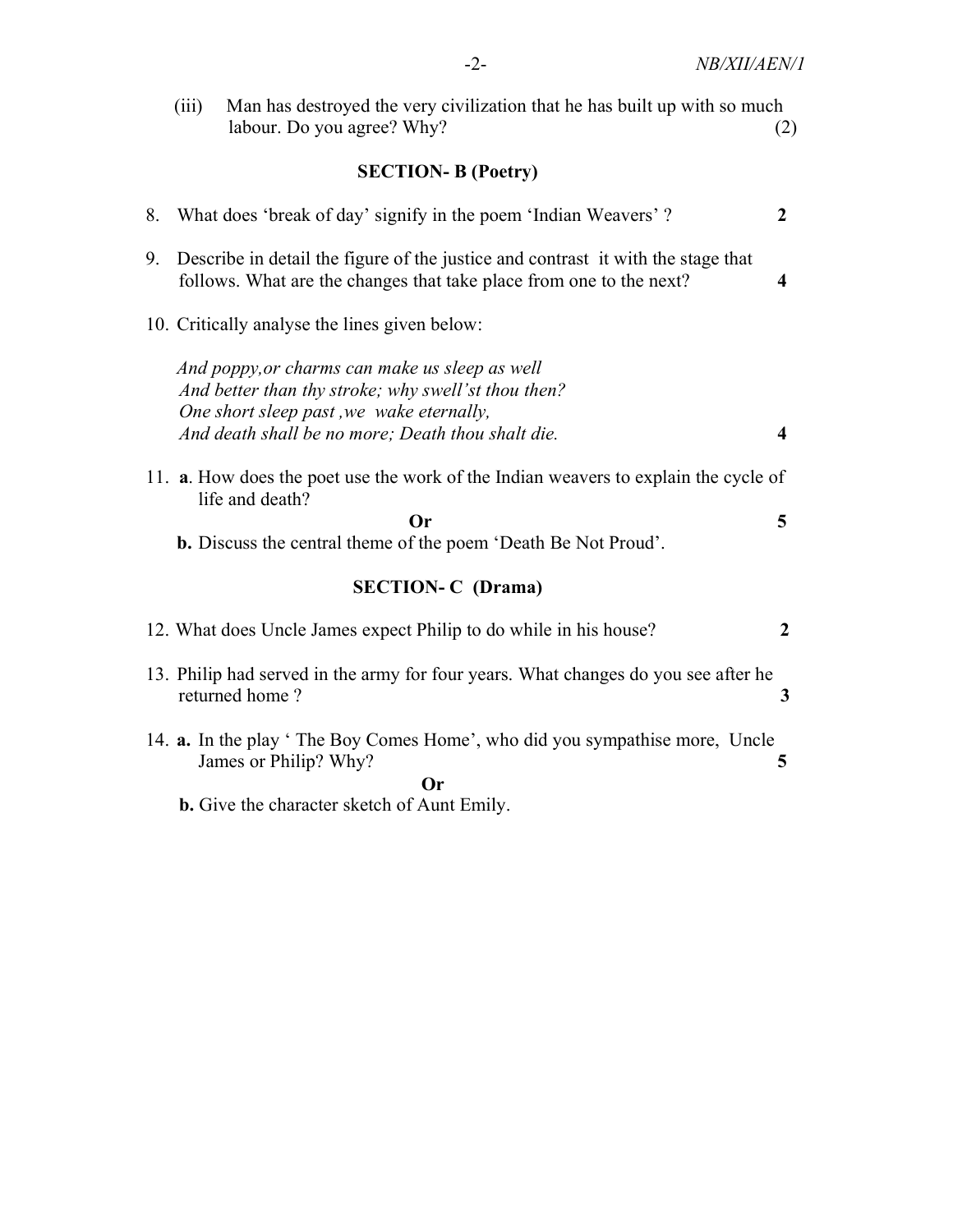(iii) Man has destroyed the very civilization that he has built up with so much labour. Do you agree? Why? (2)

## SECTION- B (Poetry)

8. What does 'break of day' signify in the poem 'Indian Weavers' ? **2**

9. Describe in detail the figure of the justice and contrast it with the stage that follows. What are the changes that take place from one to the next? **4**

10. Critically analyse the lines given below:

*And poppy,or charms can make us sleep as well*
*And better than thy stroke; why swell'st thou then?*
*One short sleep past ,we wake eternally,*
*And death shall be no more; Death thou shalt die.* **4**

11. **a**. How does the poet use the work of the Indian weavers to explain the cycle of life and death?

**Or** **5**

**b.** Discuss the central theme of the poem 'Death Be Not Proud'.

## SECTION- C (Drama)

12. What does Uncle James expect Philip to do while in his house? **2**

13. Philip had served in the army for four years. What changes do you see after he returned home ? **3**

14. **a.** In the play ' The Boy Comes Home', who did you sympathise more, Uncle James or Philip? Why? **5**

**Or**

**b.** Give the character sketch of Aunt Emily.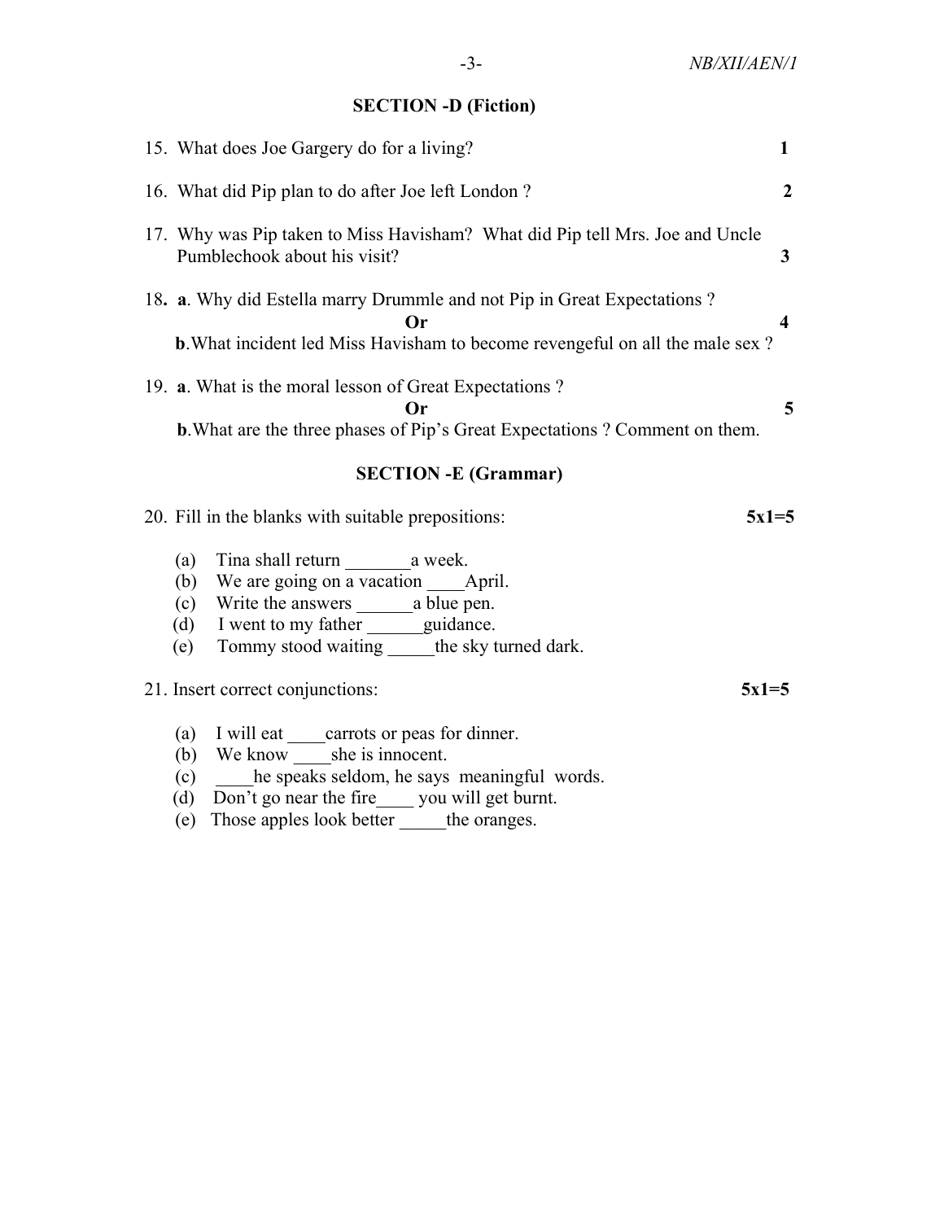## SECTION -D (Fiction)

15. What does Joe Gargery do for a living? **1**

16. What did Pip plan to do after Joe left London ? **2**

17. Why was Pip taken to Miss Havisham? What did Pip tell Mrs. Joe and Uncle Pumblechook about his visit? **3**

18. **a**. Why did Estella marry Drummle and not Pip in Great Expectations ? **4**

    **Or**

    **b**. What incident led Miss Havisham to become revengeful on all the male sex ?

19. **a**. What is the moral lesson of Great Expectations ? **5**

    **Or**

    **b**. What are the three phases of Pip's Great Expectations ? Comment on them.

## SECTION -E (Grammar)

20. Fill in the blanks with suitable prepositions: **5x1=5**

    (a) Tina shall return _______a week.
    (b) We are going on a vacation ____April.
    (c) Write the answers ______a blue pen.
    (d) I went to my father ______guidance.
    (e) Tommy stood waiting _____the sky turned dark.

21. Insert correct conjunctions: **5x1=5**

    (a) I will eat ____carrots or peas for dinner.
    (b) We know ____she is innocent.
    (c) ____he speaks seldom, he says meaningful words.
    (d) Don't go near the fire____ you will get burnt.
    (e) Those apples look better _____the oranges.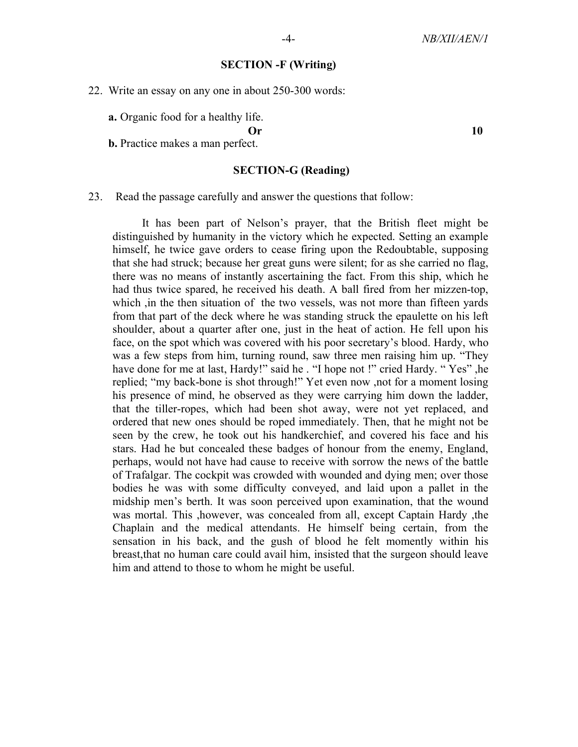## SECTION -F (Writing)

22. Write an essay on any one in about 250-300 words:

    **a.** Organic food for a healthy life.

    **Or** **10**

    **b.** Practice makes a man perfect.

## SECTION-G (Reading)

23. Read the passage carefully and answer the questions that follow:

    It has been part of Nelson's prayer, that the British fleet might be distinguished by humanity in the victory which he expected. Setting an example himself, he twice gave orders to cease firing upon the Redoubtable, supposing that she had struck; because her great guns were silent; for as she carried no flag, there was no means of instantly ascertaining the fact. From this ship, which he had thus twice spared, he received his death. A ball fired from her mizzen-top, which ,in the then situation of the two vessels, was not more than fifteen yards from that part of the deck where he was standing struck the epaulette on his left shoulder, about a quarter after one, just in the heat of action. He fell upon his face, on the spot which was covered with his poor secretary's blood. Hardy, who was a few steps from him, turning round, saw three men raising him up. "They have done for me at last, Hardy!" said he . "I hope not !" cried Hardy. " Yes" ,he replied; "my back-bone is shot through!" Yet even now ,not for a moment losing his presence of mind, he observed as they were carrying him down the ladder, that the tiller-ropes, which had been shot away, were not yet replaced, and ordered that new ones should be roped immediately. Then, that he might not be seen by the crew, he took out his handkerchief, and covered his face and his stars. Had he but concealed these badges of honour from the enemy, England, perhaps, would not have had cause to receive with sorrow the news of the battle of Trafalgar. The cockpit was crowded with wounded and dying men; over those bodies he was with some difficulty conveyed, and laid upon a pallet in the midship men's berth. It was soon perceived upon examination, that the wound was mortal. This ,however, was concealed from all, except Captain Hardy ,the Chaplain and the medical attendants. He himself being certain, from the sensation in his back, and the gush of blood he felt momently within his breast,that no human care could avail him, insisted that the surgeon should leave him and attend to those to whom he might be useful.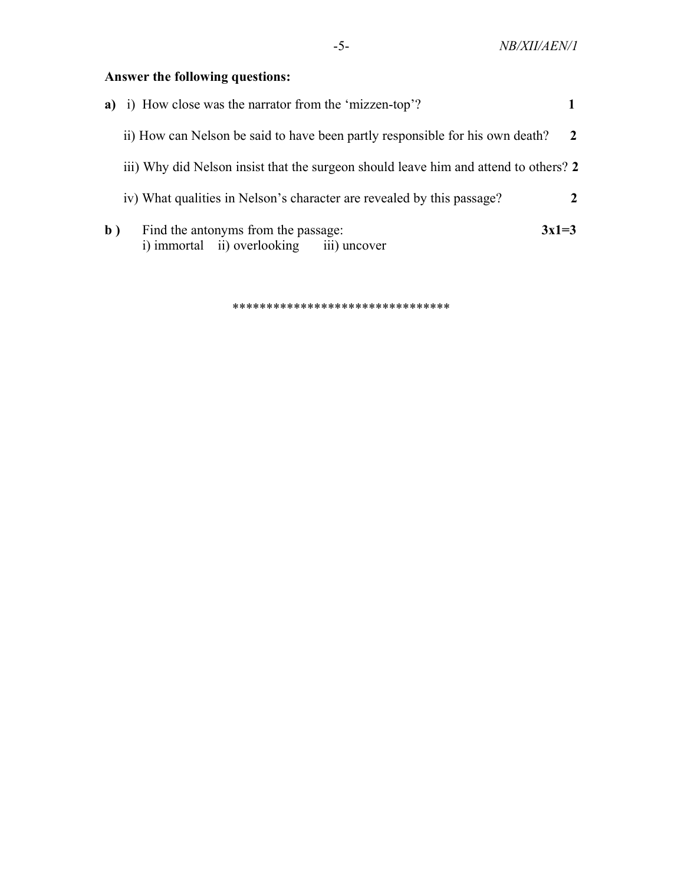**Answer the following questions:**

**a)** i) How close was the narrator from the 'mizzen-top'? **1**

ii) How can Nelson be said to have been partly responsible for his own death? **2**

iii) Why did Nelson insist that the surgeon should leave him and attend to others? **2**

iv) What qualities in Nelson's character are revealed by this passage? **2**

**b )** Find the antonyms from the passage: **3x1=3**
i) immortal ii) overlooking iii) uncover

********************************